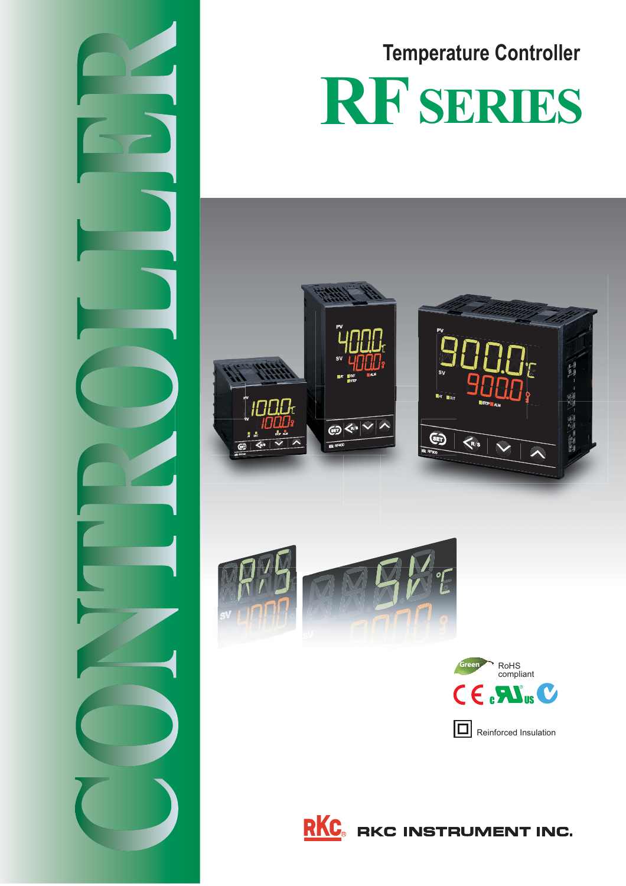# Temperature Controller

# RF SERIES

CONTROLLER

RoHS compliant

Reinforced Insulation

RKC INSTRUMENT INC.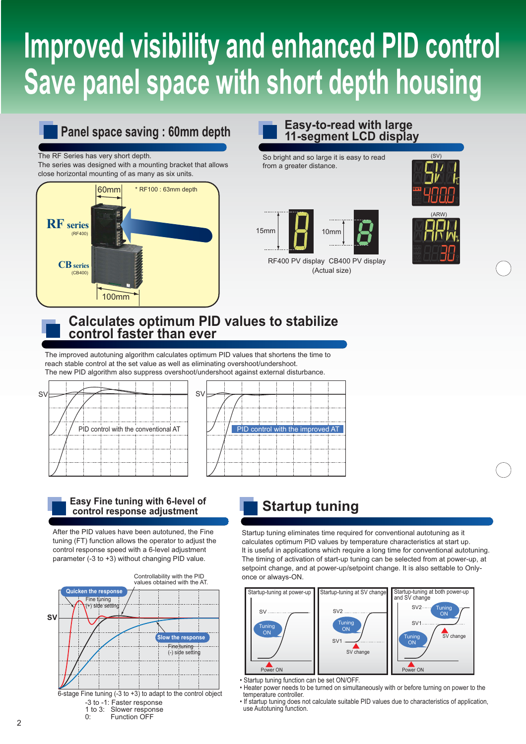# Improved visibility and enhanced PID control
# Save panel space with short depth housing

## Panel space saving : 60mm depth

The RF Series has very short depth.
The series was designed with a mounting bracket that allows close horizontal mounting of as many as six units.

60mm * RF100 : 63mm depth

RF series (RF400)

CB series (CB400)

100mm

## Easy-to-read with large 11-segment LCD display

So bright and so large it is easy to read from a greater distance.

15mm 10mm

RF400 PV display CB400 PV display
(Actual size)

(SV) (ARW)

## Calculates optimum PID values to stabilize control faster than ever

The improved autotuning algorithm calculates optimum PID values that shortens the time to reach stable control at the set value as well as eliminating overshoot/undershoot.
The new PID algorithm also suppress overshoot/undershoot against external disturbance.

SV — PID control with the conventional AT

SV — PID control with the improved AT

## Easy Fine tuning with 6-level of control response adjustment

After the PID values have been autotuned, the Fine tuning (FT) function allows the operator to adjust the control response speed with a 6-level adjustment parameter (-3 to +3) without changing PID value.

Controllability with the PID values obtained with the AT.

Quicken the response — Fine tuning (+) side setting

Slow the response — Fine tuning (-) side setting

SV

6-stage Fine tuning (-3 to +3) to adapt to the control object
-3 to -1: Faster response
1 to 3: Slower response
0: Function OFF

## Startup tuning

Startup tuning eliminates time required for conventional autotuning as it calculates optimum PID values by temperature characteristics at start up.
It is useful in applications which require a long time for conventional autotuning.
The timing of activation of start-up tuning can be selected from at power-up, at setpoint change, and at power-up/setpoint change. It is also settable to Only-once or always-ON.

Startup-tuning at power-up: SV, Tuning ON, Power ON

Startup-tuning at SV change: SV2, Tuning ON, SV1, SV change

Startup-tuning at both power-up and SV change: SV2, Tuning ON, SV1, Tuning ON, SV change, Power ON

- Startup tuning function can be set ON/OFF.
- Heater power needs to be turned on simultaneously with or before turning on power to the temperature controller.
- If startup tuning does not calculate suitable PID values due to characteristics of application, use Autotuning function.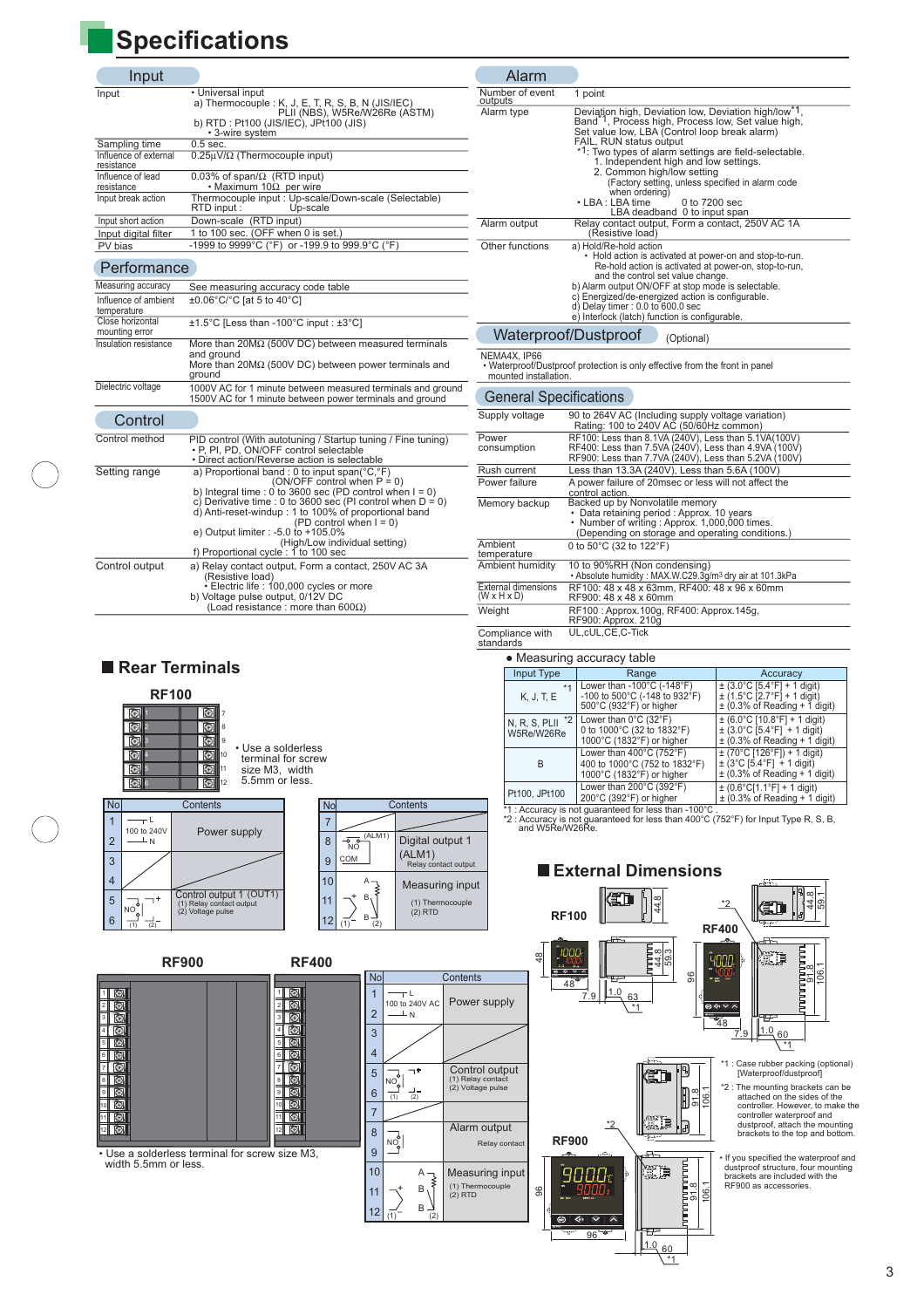# Specifications

## Input

| | |
|---|---|
| Input | • Universal input<br>a) Thermocouple : K, J, E, T, R, S, B, N (JIS/IEC) PLII (NBS), W5Re/W26Re (ASTM)<br>b) RTD : Pt100 (JIS/IEC), JPt100 (JIS)<br>• 3-wire system |
| Sampling time | 0.5 sec. |
| Influence of external resistance | 0.25μV/Ω (Thermocouple input) |
| Influence of lead resistance | 0.03% of span/Ω (RTD input)<br>• Maximum 10Ω per wire |
| Input break action | Thermocouple input : Up-scale/Down-scale (Selectable)<br>RTD input : Up-scale |
| Input short action | Down-scale (RTD input) |
| Input digital filter | 1 to 100 sec. (OFF when 0 is set.) |
| PV bias | -1999 to 9999°C (°F) or -199.9 to 999.9°C (°F) |

## Performance

| | |
|---|---|
| Measuring accuracy | See measuring accuracy code table |
| Influence of ambient temperature | ±0.06°C/°C [at 5 to 40°C] |
| Close horizontal mounting error | ±1.5°C [Less than -100°C input : ±3°C] |
| Insulation resistance | More than 20MΩ (500V DC) between measured terminals and ground<br>More than 20MΩ (500V DC) between power terminals and ground |
| Dielectric voltage | 1000V AC for 1 minute between measured terminals and ground<br>1500V AC for 1 minute between power terminals and ground |

## Control

| | |
|---|---|
| Control method | PID control (With autotuning / Startup tuning / Fine tuning)<br>• P, PI, PD, ON/OFF control selectable<br>• Direct action/Reverse action is selectable |
| Setting range | a) Proportional band : 0 to input span(°C,°F) (ON/OFF control when P = 0)<br>b) Integral time : 0 to 3600 sec (PD control when I = 0)<br>c) Derivative time : 0 to 3600 sec (PI control when D = 0)<br>d) Anti-reset-windup : 1 to 100% of proportional band (PD control when I = 0)<br>e) Output limiter : -5.0 to +105.0% (High/Low individual setting)<br>f) Proportional cycle : 1 to 100 sec |
| Control output | a) Relay contact output, Form a contact, 250V AC 3A (Resistive load)<br>• Electric life : 100,000 cycles or more<br>b) Voltage pulse output, 0/12V DC (Load resistance : more than 600Ω) |

## Alarm

| | |
|---|---|
| Number of event outputs | 1 point |
| Alarm type | Deviation high, Deviation low, Deviation high/low*1, Band*1, Process high, Process low, Set value high, Set value low, LBA (Control loop break alarm)<br>FAIL, RUN status output<br>*1: Two types of alarm settings are field-selectable.<br>1. Independent high and low settings.<br>2. Common high/low setting (Factory setting, unless specified in alarm code when ordering)<br>• LBA : LBA time 0 to 7200 sec<br>LBA deadband 0 to input span |
| Alarm output | Relay contact output, Form a contact, 250V AC 1A (Resistive load) |
| Other functions | a) Hold/Re-hold action<br>• Hold action is activated at power-on and stop-to-run. Re-hold action is activated at power-on, stop-to-run, and the control set value change.<br>b) Alarm output ON/OFF at stop mode is selectable.<br>c) Energized/de-energized action is configurable.<br>d) Delay timer : 0.0 to 600.0 sec<br>e) Interlock (latch) function is configurable. |

## Waterproof/Dustproof (Optional)

NEMA4X, IP66
• Waterproof/Dustproof protection is only effective from the front in panel mounted installation.

## General Specifications

| | |
|---|---|
| Supply voltage | 90 to 264V AC (Including supply voltage variation)<br>Rating: 100 to 240V AC (50/60Hz common) |
| Power consumption | RF100: Less than 8.1VA (240V), Less than 5.1VA(100V)<br>RF400: Less than 7.5VA (240V), Less than 4.9VA (100V)<br>RF900: Less than 7.7VA (240V), Less than 5.2VA (100V) |
| Rush current | Less than 13.3A (240V), Less than 5.6A (100V) |
| Power failure | A power failure of 20msec or less will not affect the control action. |
| Memory backup | Backed up by Nonvolatile memory<br>• Data retaining period : Approx. 10 years<br>• Number of writing : Approx. 1,000,000 times. (Depending on storage and operating conditions.) |
| Ambient temperature | 0 to 50°C (32 to 122°F) |
| Ambient humidity | 10 to 90%RH (Non condensing)<br>• Absolute humidity : MAX.W.C29.3g/m³ dry air at 101.3kPa |
| External dimensions (W x H x D) | RF100: 48 x 48 x 63mm, RF400: 48 x 96 x 60mm<br>RF900: 48 x 48 x 60mm |
| Weight | RF100 : Approx.100g, RF400: Approx.145g,<br>RF900: Approx. 210g |
| Compliance with standards | UL,cUL,CE,C-Tick |

● Measuring accuracy table

| Input Type | Range | Accuracy |
|---|---|---|
| K, J, T, E *1 | Lower than -100°C (-148°F)<br>-100 to 500°C (-148 to 932°F)<br>500°C (932°F) or higher | ± (3.0°C [5.4°F] + 1 digit)<br>± (1.5°C [2.7°F] + 1 digit)<br>± (0.3% of Reading + 1 digit) |
| N, R, S, PLII *2<br>W5Re/W26Re | Lower than 0°C (32°F)<br>0 to 1000°C (32 to 1832°F)<br>1000°C (1832°F) or higher | ± (6.0°C [10.8°F] + 1 digit)<br>± (3.0°C [5.4°F] + 1 digit)<br>± (0.3% of Reading + 1 digit) |
| B | Lower than 400°C (752°F)<br>400 to 1000°C (752 to 1832°F)<br>1000°C (1832°F) or higher | ± (70°C [126°F]) + 1 digit)<br>± (3°C [5.4°F] + 1 digit)<br>± (0.3% of Reading + 1 digit) |
| Pt100, JPt100 | Lower than 200°C (392°F)<br>200°C (392°F) or higher | ± (0.6°C[1.1°F] + 1 digit)<br>± (0.3% of Reading + 1 digit) |

*1 : Accuracy is not guaranteed for less than -100°C .
*2 : Accuracy is not guaranteed for less than 400°C (752°F) for Input Type R, S, B, and W5Re/W26Re.

## Rear Terminals

### RF100

• Use a solderless terminal for screw size M3, width 5.5mm or less.

| No | Contents |
|---|---|
| 1, 2 | Power supply (100 to 240V AC; 1: L, 2: N) |
| 3, 4 | — |
| 5, 6 | Control output 1 (OUT1)<br>(1) Relay contact output<br>(2) Voltage pulse |

| No | Contents |
|---|---|
| 7 | — |
| 8, 9 | Digital output 1 (ALM1)<br>Relay contact output (8: NO, 9: COM) |
| 10, 11, 12 | Measuring input<br>(1) Thermocouple<br>(2) RTD |

### RF900 / RF400

| No | Contents |
|---|---|
| 1, 2 | Power supply (100 to 240V AC; 1: L, 2: N) |
| 3, 4 | — |
| 5, 6 | Control output<br>(1) Relay contact<br>(2) Voltage pulse |
| 7 | — |
| 8, 9 | Alarm output<br>Relay contact |
| 10, 11, 12 | Measuring input<br>(1) Thermocouple<br>(2) RTD |

• Use a solderless terminal for screw size M3, width 5.5mm or less.

## External Dimensions

RF100: 48 x 48, depth 63 (1.0, 7.9)
RF400: 48 x 96, depth 60 (1.0, 7.9)
RF900: 96 x 96, depth 60 (1.0)

*1 : Case rubber packing (optional) [Waterproof/dustproof]
*2 : The mounting brackets can be attached on the sides of the controller. However, to make the controller waterproof and dustproof, attach the mounting brackets to the top and bottom.

• If you specified the waterproof and dustproof structure, four mounting brackets are included with the RF900 as accessories.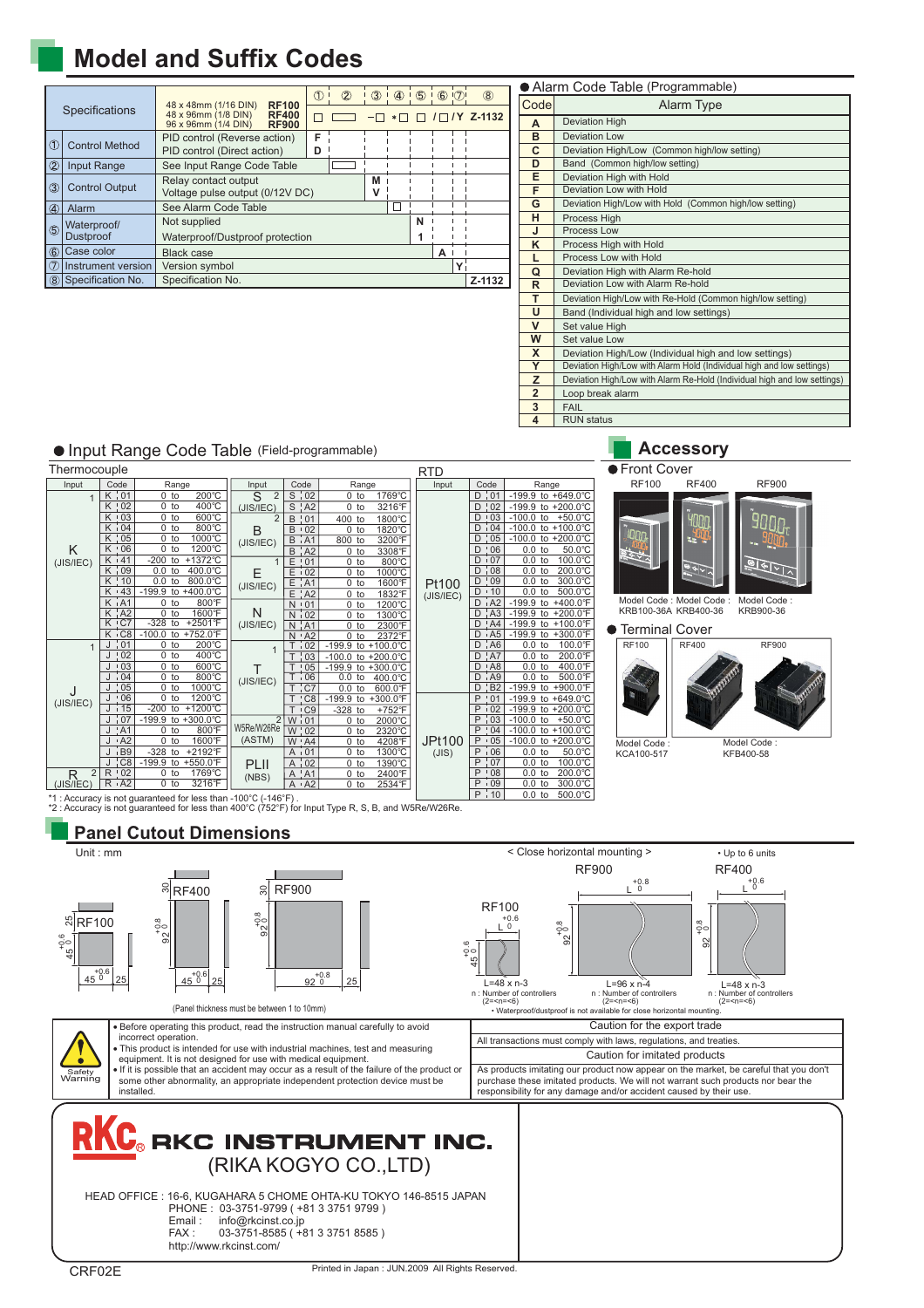# Model and Suffix Codes

| Specifications | | 48 x 48mm (1/16 DIN) **RF100** / 48 x 96mm (1/8 DIN) **RF400** / 96 x 96mm (1/4 DIN) **RF900** | ① | ② | ③ | ④ | ⑤ | ⑥ | ⑦ | ⑧ |
|---|---|---|---|---|---|---|---|---|---|---|
| | | | □ | □ | –□ | *□ | □ | /□ | /Y | Z-1132 |
| ① | Control Method | PID control (Reverse action) | F | | | | | | | |
| | | PID control (Direct action) | D | | | | | | | |
| ② | Input Range | See Input Range Code Table | | □ | | | | | | |
| ③ | Control Output | Relay contact output | | | M | | | | | |
| | | Voltage pulse output (0/12V DC) | | | V | | | | | |
| ④ | Alarm | See Alarm Code Table | | | | □ | | | | |
| ⑤ | Waterproof/ Dustproof | Not supplied | | | | | N | | | |
| | | Waterproof/Dustproof protection | | | | | 1 | | | |
| ⑥ | Case color | Black case | | | | | | A | | |
| ⑦ | Instrument version | Version symbol | | | | | | | Y | |
| ⑧ | Specification No. | Specification No. | | | | | | | | Z-1132 |

● Alarm Code Table (Programmable)

| Code | Alarm Type |
|---|---|
| A | Deviation High |
| B | Deviation Low |
| C | Deviation High/Low (Common high/low setting) |
| D | Band (Common high/low setting) |
| E | Deviation High with Hold |
| F | Deviation Low with Hold |
| G | Deviation High/Low with Hold (Common high/low setting) |
| H | Process High |
| J | Process Low |
| K | Process High with Hold |
| L | Process Low with Hold |
| Q | Deviation High with Alarm Re-hold |
| R | Deviation Low with Alarm Re-hold |
| T | Deviation High/Low with Re-Hold (Common high/low setting) |
| U | Band (Individual high and low settings) |
| V | Set value High |
| W | Set value Low |
| X | Deviation High/Low (Individual high and low settings) |
| Y | Deviation High/Low with Alarm Hold (Individual high and low settings) |
| Z | Deviation High/Low with Alarm Re-Hold (Individual high and low settings) |
| 2 | Loop break alarm |
| 3 | FAIL |
| 4 | RUN status |

● Input Range Code Table (Field-programmable)

Thermocouple

| Input | Code | Range |
|---|---|---|
| K (JIS/IEC) | K 01 [1] | 0 to 200°C |
| | K 02 | 0 to 400°C |
| | K 03 | 0 to 600°C |
| | K 04 | 0 to 800°C |
| | K 05 | 0 to 1000°C |
| | K 06 | 0 to 1200°C |
| | K 41 | -200 to +1372°C |
| | K 09 | 0.0 to 400.0°C |
| | K 10 | 0.0 to 800.0°C |
| | K 43 | -199.9 to +400.0°C |
| | K A1 | 0 to 800°F |
| | K A2 | 0 to 1600°F |
| | K C7 | -328 to +2501°F |
| | K C8 | -100.0 to +752.0°F |
| J (JIS/IEC) | J 01 [1] | 0 to 200°C |
| | J 02 | 0 to 400°C |
| | J 03 | 0 to 600°C |
| | J 04 | 0 to 800°C |
| | J 05 | 0 to 1000°C |
| | J 06 | 0 to 1200°C |
| | J 15 | -200 to +1200°C |
| | J 07 | -199.9 to +300.0°C |
| | J A1 | 0 to 800°F |
| | J A2 | 0 to 1600°F |
| | J B9 | -328 to +2192°F |
| | J C8 | -199.9 to +550.0°F |
| R (JIS/IEC) | R 02 [2] | 0 to 1769°C |
| | R A2 | 0 to 3216°F |
| S (JIS/IEC) | S 02 [2] | 0 to 1769°C |
| | S A2 | 0 to 3216°F |
| B (JIS/IEC) | B 01 [2] | 400 to 1800°C |
| | B 02 | 0 to 1820°C |
| | B A1 | 800 to 3200°F |
| | B A2 | 0 to 3308°F |
| E (JIS/IEC) | E 01 [1] | 0 to 800°C |
| | E 02 | 0 to 1000°C |
| | E A1 | 0 to 1600°F |
| | E A2 | 0 to 1832°F |
| N (JIS/IEC) | N 01 | 0 to 1200°C |
| | N 02 | 0 to 1300°C |
| | N A1 | 0 to 2300°F |
| | N A2 | 0 to 2372°F |
| T (JIS/IEC) | T 02 [1] | -199.9 to +100.0°C |
| | T 03 | -100.0 to +200.0°C |
| | T 05 | -199.9 to +300.0°C |
| | T 06 | 0.0 to 400.0°C |
| | T C7 | 0.0 to 600.0°F |
| | T C8 | -199.9 to +300.0°F |
| | T C9 | -328 to +752°F |
| W5Re/W26Re (ASTM) | W 01 [2] | 0 to 2000°C |
| | W 02 | 0 to 2320°C |
| | W A4 | 0 to 4208°F |
| PLII (NBS) | A 01 | 0 to 1300°C |
| | A 02 | 0 to 1390°C |
| | A A1 | 0 to 2400°F |
| | A A2 | 0 to 2534°F |

RTD

| Input | Code | Range |
|---|---|---|
| Pt100 (JIS/IEC) | D 01 | -199.9 to +649.0°C |
| | D 02 | -199.9 to +200.0°C |
| | D 03 | -100.0 to +50.0°C |
| | D 04 | -100.0 to +100.0°C |
| | D 05 | -100.0 to +200.0°C |
| | D 06 | 0.0 to 50.0°C |
| | D 07 | 0.0 to 100.0°C |
| | D 08 | 0.0 to 200.0°C |
| | D 09 | 0.0 to 300.0°C |
| | D 10 | 0.0 to 500.0°C |
| | D A2 | -199.9 to +400.0°F |
| | D A3 | -199.9 to +200.0°F |
| | D A4 | -199.9 to +100.0°F |
| | D A5 | -199.9 to +300.0°F |
| | D A6 | 0.0 to 100.0°F |
| | D A7 | 0.0 to 200.0°F |
| | D A8 | 0.0 to 400.0°F |
| | D A9 | 0.0 to 500.0°F |
| | D B2 | -199.9 to +900.0°F |
| JPt100 (JIS) | P 01 | -199.9 to +649.0°C |
| | P 02 | -199.9 to +200.0°C |
| | P 03 | -100.0 to +50.0°C |
| | P 04 | -100.0 to +100.0°C |
| | P 05 | -100.0 to +200.0°C |
| | P 06 | 0.0 to 50.0°C |
| | P 07 | 0.0 to 100.0°C |
| | P 08 | 0.0 to 200.0°C |
| | P 09 | 0.0 to 300.0°C |
| | P 10 | 0.0 to 500.0°C |

*1 : Accuracy is not guaranteed for less than -100°C (-146°F) .
*2 : Accuracy is not guaranteed for less than 400°C (752°F) for Input Type R, S, B, and W5Re/W26Re.

# Accessory

● Front Cover

RF100 RF400 RF900

Model Code : KRB100-36A
Model Code : KRB400-36
Model Code : KRB900-36

● Terminal Cover

RF100 RF400 RF900

Model Code : KCA100-517
Model Code : KFB400-58

# Panel Cutout Dimensions

Unit : mm

RF100: 45 $^{+0.6}_{0}$ x 45 $^{+0.6}_{0}$, spacing 25 / 25
RF400: 45 $^{+0.6}_{0}$ x 92 $^{+0.8}_{0}$, spacing 25 / 30
RF900: 92 $^{+0.8}_{0}$ x 92 $^{+0.8}_{0}$, spacing 25 / 30

(Panel thickness must be between 1 to 10mm)

< Close horizontal mounting >

RF100: L $^{+0.6}_{0}$, 45 $^{+0.6}_{0}$, L=48 x n-3, n : Number of controllers (2=<n=<6)
RF900: L $^{+0.8}_{0}$, 92 $^{+0.8}_{0}$, L=96 x n-4, n : Number of controllers (2=<n=<6)
RF400: L $^{+0.6}_{0}$, 92 $^{+0.8}_{0}$, L=48 x n-3, n : Number of controllers (2=<n=<6)

• Up to 6 units

• Waterproof/dustproof is not available for close horizontal mounting.

**Safety Warning**

- Before operating this product, read the instruction manual carefully to avoid incorrect operation.
- This product is intended for use with industrial machines, test and measuring equipment. It is not designed for use with medical equipment.
- If it is possible that an accident may occur as a result of the failure of the product or some other abnormality, an appropriate independent protection device must be installed.

**Caution for the export trade**

All transactions must comply with laws, regulations, and treaties.

**Caution for imitated products**

As products imitating our product now appear on the market, be careful that you don't purchase these imitated products. We will not warrant such products nor bear the responsibility for any damage and/or accident caused by their use.

**RKC INSTRUMENT INC.**
(RIKA KOGYO CO.,LTD)

HEAD OFFICE : 16-6, KUGAHARA 5 CHOME OHTA-KU TOKYO 146-8515 JAPAN
PHONE : 03-3751-9799 ( +81 3 3751 9799 )
Email : info@rkcinst.co.jp
FAX : 03-3751-8585 ( +81 3 3751 8585 )
http://www.rkcinst.com/

CRF02E

Printed in Japan : JUN.2009 All Rights Reserved.